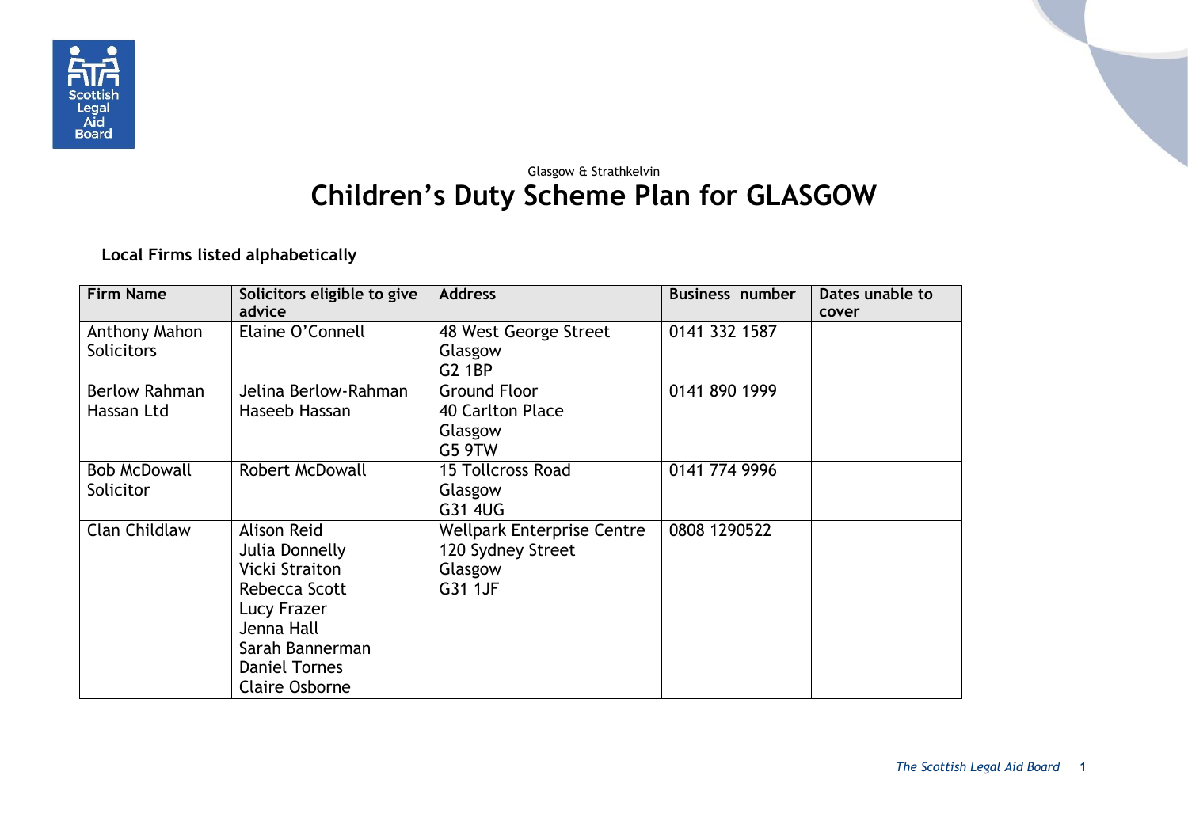Glasgow & Strathkelvin

# Children's Duty Scheme Plan for GLASGOW

**Local Firms listed alphabetically**

| Firm Name | Solicitors eligible to give advice | Address | Business number | Dates unable to cover |
|---|---|---|---|---|
| Anthony Mahon Solicitors | Elaine O'Connell | 48 West George Street<br>Glasgow<br>G2 1BP | 0141 332 1587 | |
| Berlow Rahman Hassan Ltd | Jelina Berlow-Rahman<br>Haseeb Hassan | Ground Floor<br>40 Carlton Place<br>Glasgow<br>G5 9TW | 0141 890 1999 | |
| Bob McDowall Solicitor | Robert McDowall | 15 Tollcross Road<br>Glasgow<br>G31 4UG | 0141 774 9996 | |
| Clan Childlaw | Alison Reid<br>Julia Donnelly<br>Vicki Straiton<br>Rebecca Scott<br>Lucy Frazer<br>Jenna Hall<br>Sarah Bannerman<br>Daniel Tornes<br>Claire Osborne | Wellpark Enterprise Centre<br>120 Sydney Street<br>Glasgow<br>G31 1JF | 0808 1290522 | |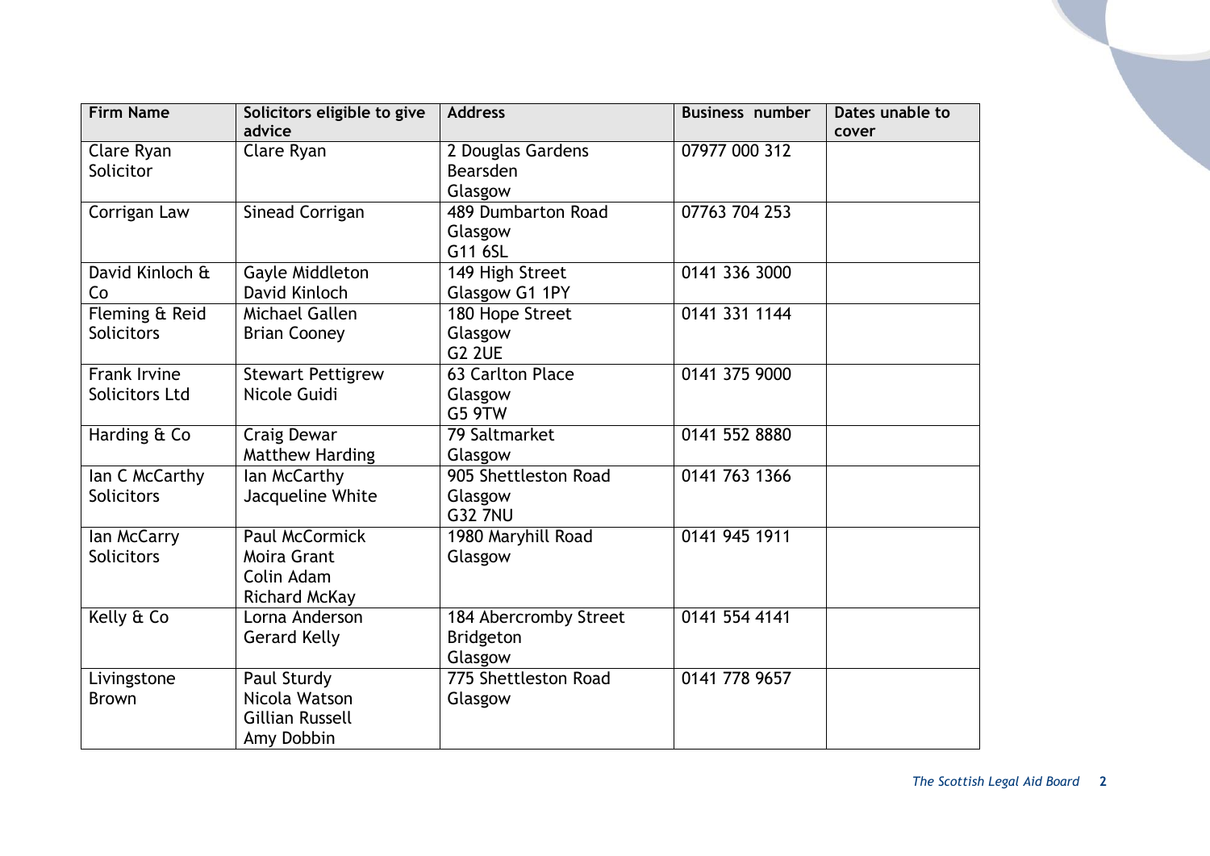| Firm Name | Solicitors eligible to give advice | Address | Business number | Dates unable to cover |
|---|---|---|---|---|
| Clare Ryan Solicitor | Clare Ryan | 2 Douglas Gardens<br>Bearsden<br>Glasgow | 07977 000 312 | |
| Corrigan Law | Sinead Corrigan | 489 Dumbarton Road<br>Glasgow<br>G11 6SL | 07763 704 253 | |
| David Kinloch & Co | Gayle Middleton<br>David Kinloch | 149 High Street<br>Glasgow G1 1PY | 0141 336 3000 | |
| Fleming & Reid Solicitors | Michael Gallen<br>Brian Cooney | 180 Hope Street<br>Glasgow<br>G2 2UE | 0141 331 1144 | |
| Frank Irvine Solicitors Ltd | Stewart Pettigrew<br>Nicole Guidi | 63 Carlton Place<br>Glasgow<br>G5 9TW | 0141 375 9000 | |
| Harding & Co | Craig Dewar<br>Matthew Harding | 79 Saltmarket<br>Glasgow | 0141 552 8880 | |
| Ian C McCarthy Solicitors | Ian McCarthy<br>Jacqueline White | 905 Shettleston Road<br>Glasgow<br>G32 7NU | 0141 763 1366 | |
| Ian McCarry Solicitors | Paul McCormick<br>Moira Grant<br>Colin Adam<br>Richard McKay | 1980 Maryhill Road<br>Glasgow | 0141 945 1911 | |
| Kelly & Co | Lorna Anderson<br>Gerard Kelly | 184 Abercromby Street<br>Bridgeton<br>Glasgow | 0141 554 4141 | |
| Livingstone Brown | Paul Sturdy<br>Nicola Watson<br>Gillian Russell<br>Amy Dobbin | 775 Shettleston Road<br>Glasgow | 0141 778 9657 | |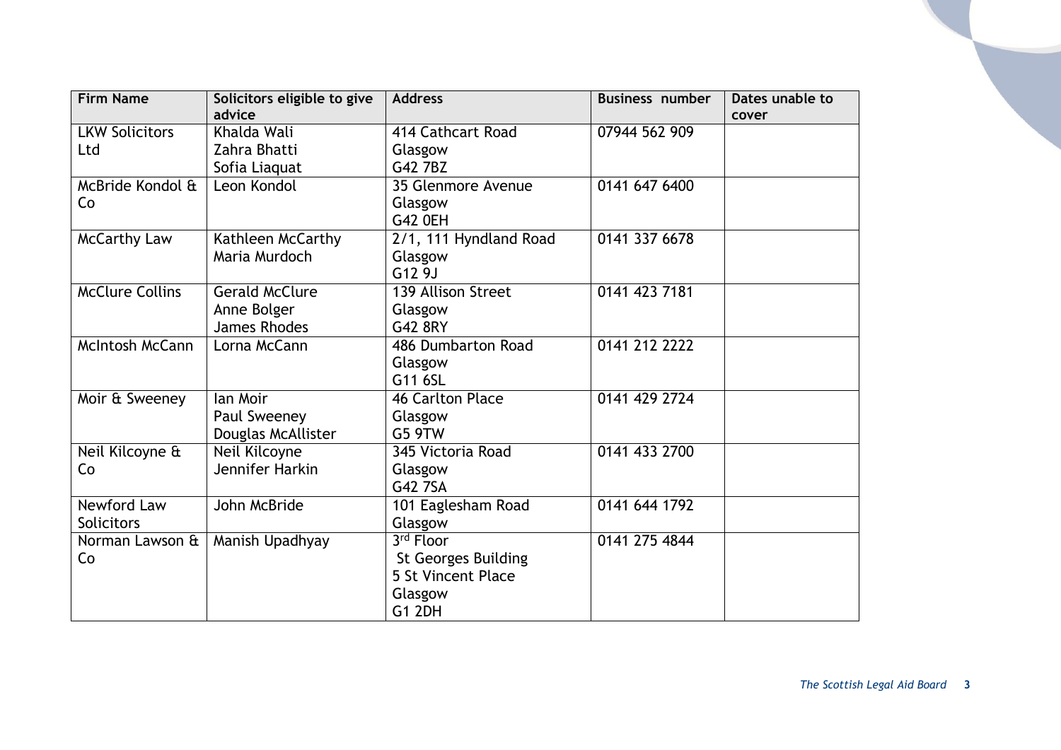| Firm Name | Solicitors eligible to give advice | Address | Business number | Dates unable to cover |
|---|---|---|---|---|
| LKW Solicitors Ltd | Khalda Wali<br>Zahra Bhatti<br>Sofia Liaquat | 414 Cathcart Road<br>Glasgow<br>G42 7BZ | 07944 562 909 | |
| McBride Kondol & Co | Leon Kondol | 35 Glenmore Avenue<br>Glasgow<br>G42 0EH | 0141 647 6400 | |
| McCarthy Law | Kathleen McCarthy<br>Maria Murdoch | 2/1, 111 Hyndland Road<br>Glasgow<br>G12 9J | 0141 337 6678 | |
| McClure Collins | Gerald McClure<br>Anne Bolger<br>James Rhodes | 139 Allison Street<br>Glasgow<br>G42 8RY | 0141 423 7181 | |
| McIntosh McCann | Lorna McCann | 486 Dumbarton Road<br>Glasgow<br>G11 6SL | 0141 212 2222 | |
| Moir & Sweeney | Ian Moir<br>Paul Sweeney<br>Douglas McAllister | 46 Carlton Place<br>Glasgow<br>G5 9TW | 0141 429 2724 | |
| Neil Kilcoyne & Co | Neil Kilcoyne<br>Jennifer Harkin | 345 Victoria Road<br>Glasgow<br>G42 7SA | 0141 433 2700 | |
| Newford Law Solicitors | John McBride | 101 Eaglesham Road<br>Glasgow | 0141 644 1792 | |
| Norman Lawson & Co | Manish Upadhyay | 3rd Floor<br>St Georges Building<br>5 St Vincent Place<br>Glasgow<br>G1 2DH | 0141 275 4844 | |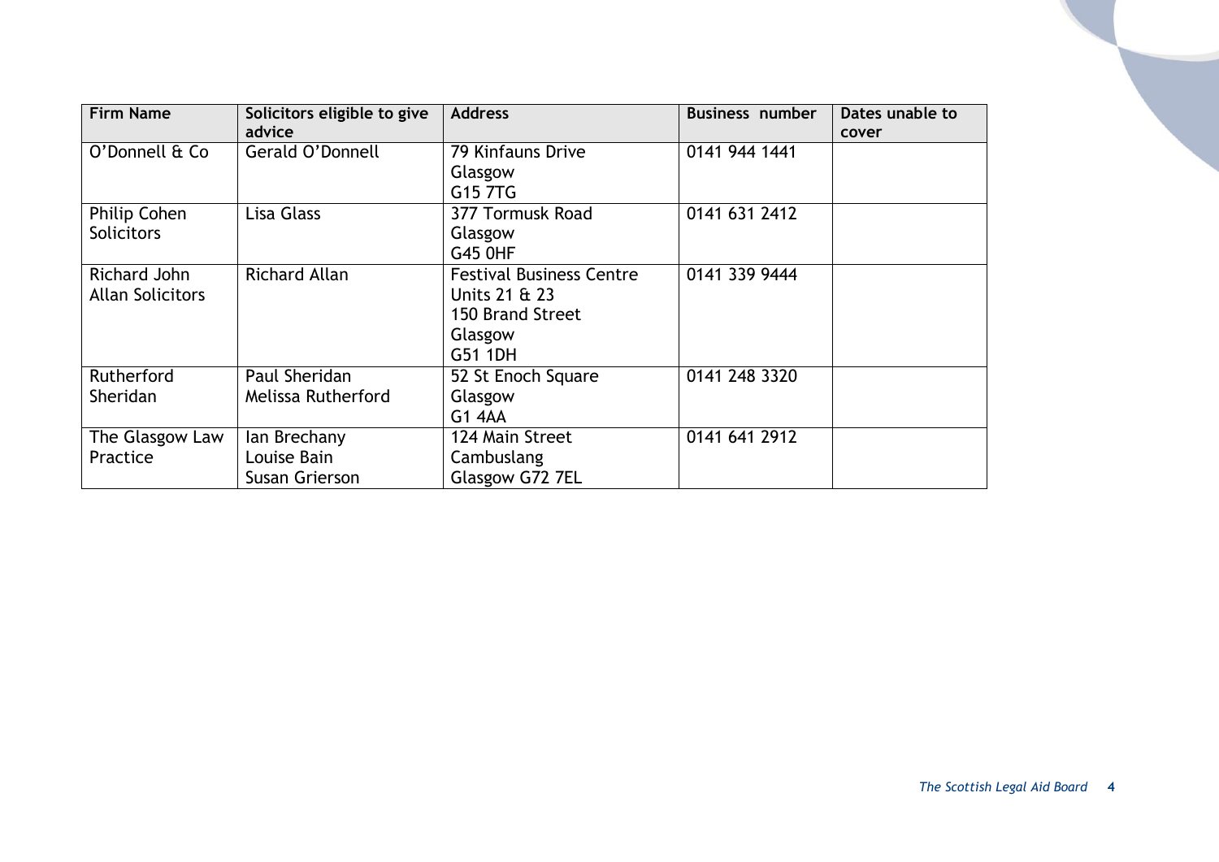| Firm Name | Solicitors eligible to give advice | Address | Business number | Dates unable to cover |
|---|---|---|---|---|
| O'Donnell & Co | Gerald O'Donnell | 79 Kinfauns Drive<br>Glasgow<br>G15 7TG | 0141 944 1441 | |
| Philip Cohen Solicitors | Lisa Glass | 377 Tormusk Road<br>Glasgow<br>G45 0HF | 0141 631 2412 | |
| Richard John Allan Solicitors | Richard Allan | Festival Business Centre<br>Units 21 & 23<br>150 Brand Street<br>Glasgow<br>G51 1DH | 0141 339 9444 | |
| Rutherford Sheridan | Paul Sheridan<br>Melissa Rutherford | 52 St Enoch Square<br>Glasgow<br>G1 4AA | 0141 248 3320 | |
| The Glasgow Law Practice | Ian Brechany<br>Louise Bain<br>Susan Grierson | 124 Main Street<br>Cambuslang<br>Glasgow G72 7EL | 0141 641 2912 | |